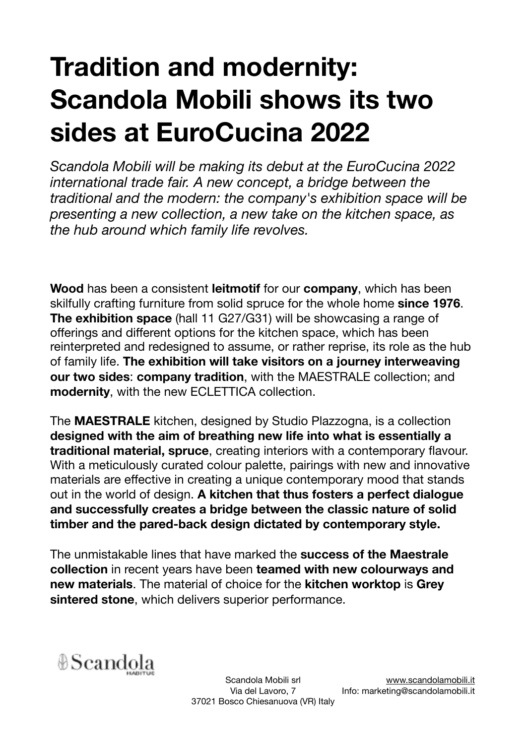# Tradition and modernity: Scandola Mobili shows its two sides at EuroCucina 2022

*Scandola Mobili will be making its debut at the EuroCucina 2022 international trade fair. A new concept, a bridge between the traditional and the modern: the company's exhibition space will be presenting a new collection, a new take on the kitchen space, as the hub around which family life revolves.*

**Wood** has been a consistent **leitmotif** for our **company**, which has been skilfully crafting furniture from solid spruce for the whole home **since 1976**. **The exhibition space** (hall 11 G27/G31) will be showcasing a range of offerings and different options for the kitchen space, which has been reinterpreted and redesigned to assume, or rather reprise, its role as the hub of family life. **The exhibition will take visitors on a journey interweaving our two sides**: **company tradition**, with the MAESTRALE collection; and **modernity**, with the new ECLETTICA collection.

The **MAESTRALE** kitchen, designed by Studio Plazzogna, is a collection **designed with the aim of breathing new life into what is essentially a traditional material, spruce**, creating interiors with a contemporary flavour. With a meticulously curated colour palette, pairings with new and innovative materials are effective in creating a unique contemporary mood that stands out in the world of design. **A kitchen that thus fosters a perfect dialogue and successfully creates a bridge between the classic nature of solid timber and the pared-back design dictated by contemporary style.**

The unmistakable lines that have marked the **success of the Maestrale collection** in recent years have been **teamed with new colourways and new materials**. The material of choice for the **kitchen worktop** is **Grey sintered stone**, which delivers superior performance.

Scandola HABITUS

Scandola Mobili srl
Via del Lavoro, 7
37021 Bosco Chiesanuova (VR) Italy

www.scandolamobili.it
Info: marketing@scandolamobili.it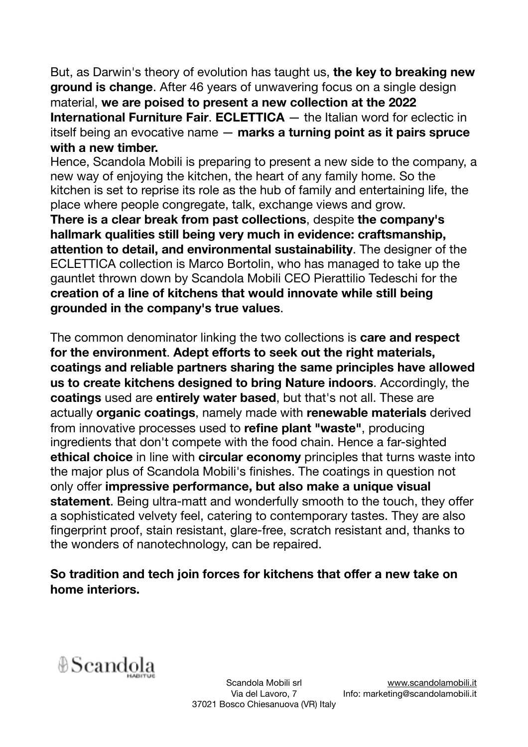But, as Darwin's theory of evolution has taught us, **the key to breaking new ground is change**. After 46 years of unwavering focus on a single design material, **we are poised to present a new collection at the 2022 International Furniture Fair**. **ECLETTICA** — the Italian word for eclectic in itself being an evocative name — **marks a turning point as it pairs spruce with a new timber.**

Hence, Scandola Mobili is preparing to present a new side to the company, a new way of enjoying the kitchen, the heart of any family home. So the kitchen is set to reprise its role as the hub of family and entertaining life, the place where people congregate, talk, exchange views and grow.

**There is a clear break from past collections**, despite **the company's hallmark qualities still being very much in evidence: craftsmanship, attention to detail, and environmental sustainability**. The designer of the ECLETTICA collection is Marco Bortolin, who has managed to take up the gauntlet thrown down by Scandola Mobili CEO Pierattilio Tedeschi for the **creation of a line of kitchens that would innovate while still being grounded in the company's true values**.

The common denominator linking the two collections is **care and respect for the environment**. **Adept efforts to seek out the right materials, coatings and reliable partners sharing the same principles have allowed us to create kitchens designed to bring Nature indoors**. Accordingly, the **coatings** used are **entirely water based**, but that's not all. These are actually **organic coatings**, namely made with **renewable materials** derived from innovative processes used to **refine plant "waste"**, producing ingredients that don't compete with the food chain. Hence a far-sighted **ethical choice** in line with **circular economy** principles that turns waste into the major plus of Scandola Mobili's finishes. The coatings in question not only offer **impressive performance, but also make a unique visual statement**. Being ultra-matt and wonderfully smooth to the touch, they offer a sophisticated velvety feel, catering to contemporary tastes. They are also fingerprint proof, stain resistant, glare-free, scratch resistant and, thanks to the wonders of nanotechnology, can be repaired.

**So tradition and tech join forces for kitchens that offer a new take on home interiors.**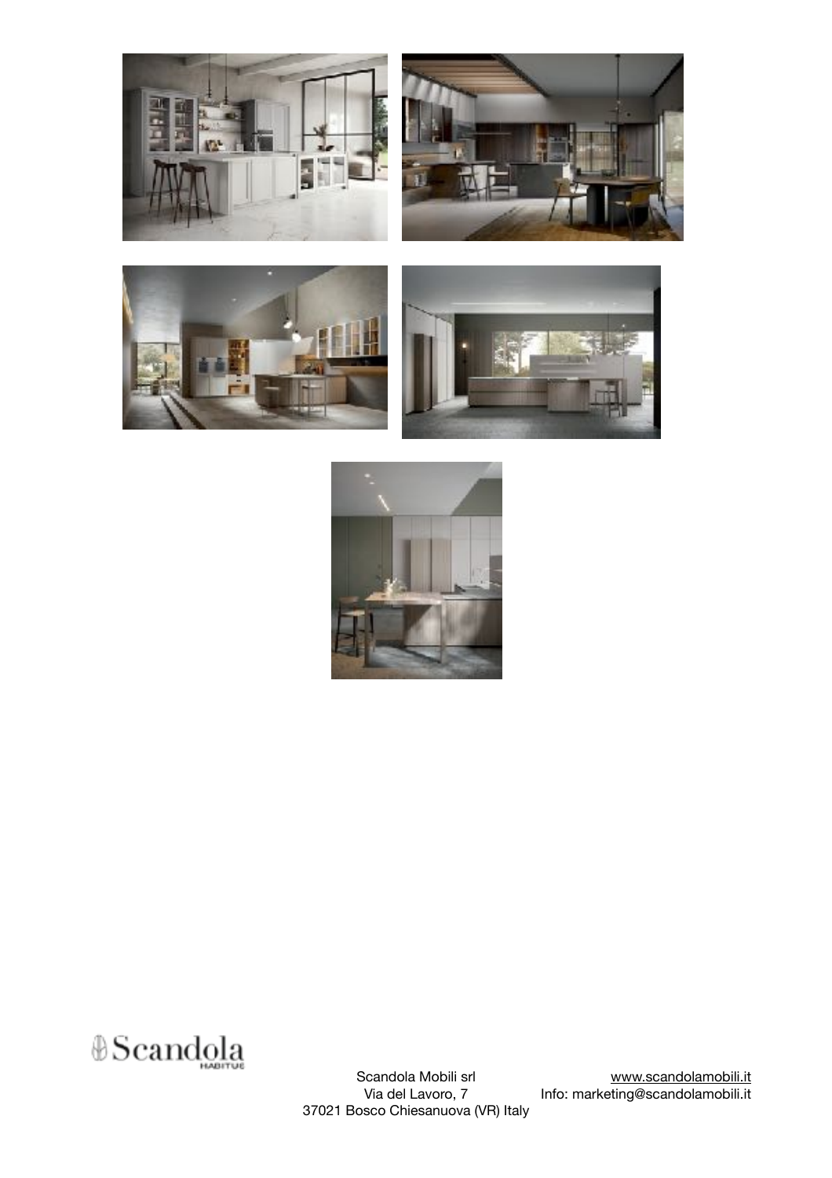Scandola Mobili srl
Via del Lavoro, 7
37021 Bosco Chiesanuova (VR) Italy

www.scandolamobili.it
Info: marketing@scandolamobili.it